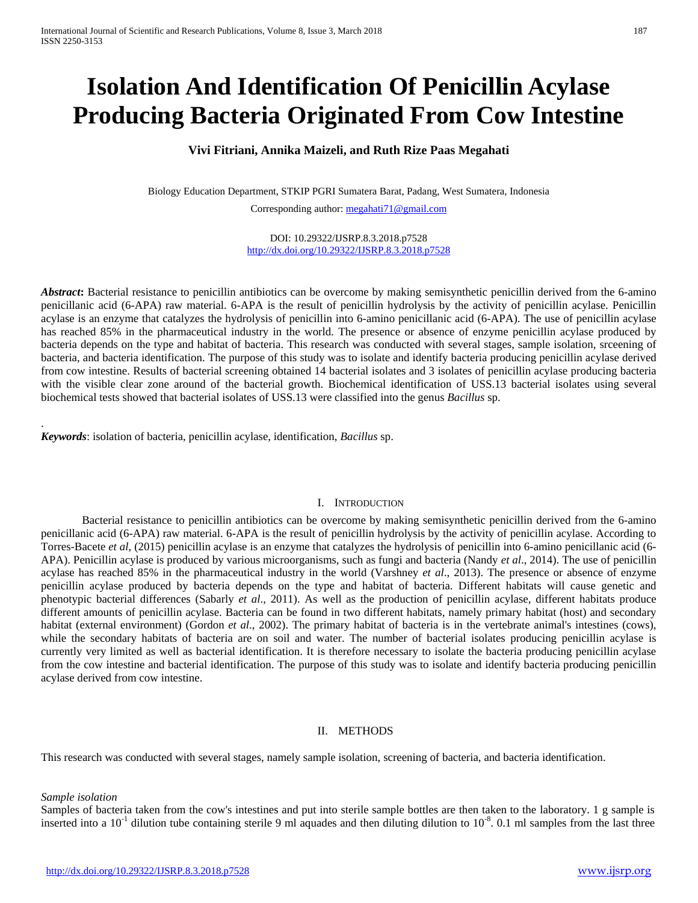# Isolation And Identification Of Penicillin Acylase Producing Bacteria Originated From Cow Intestine

**Vivi Fitriani, Annika Maizeli, and Ruth Rize Paas Megahati**

Biology Education Department, STKIP PGRI Sumatera Barat, Padang, West Sumatera, Indonesia

Corresponding author: megahati71@gmail.com

DOI: 10.29322/IJSRP.8.3.2018.p7528
http://dx.doi.org/10.29322/IJSRP.8.3.2018.p7528

***Abstract*:** Bacterial resistance to penicillin antibiotics can be overcome by making semisynthetic penicillin derived from the 6-amino penicillanic acid (6-APA) raw material. 6-APA is the result of penicillin hydrolysis by the activity of penicillin acylase. Penicillin acylase is an enzyme that catalyzes the hydrolysis of penicillin into 6-amino penicillanic acid (6-APA). The use of penicillin acylase has reached 85% in the pharmaceutical industry in the world. The presence or absence of enzyme penicillin acylase produced by bacteria depends on the type and habitat of bacteria. This research was conducted with several stages, sample isolation, srceening of bacteria, and bacteria identification. The purpose of this study was to isolate and identify bacteria producing penicillin acylase derived from cow intestine. Results of bacterial screening obtained 14 bacterial isolates and 3 isolates of penicillin acylase producing bacteria with the visible clear zone around of the bacterial growth. Biochemical identification of USS.13 bacterial isolates using several biochemical tests showed that bacterial isolates of USS.13 were classified into the genus *Bacillus* sp.

***Keywords***: isolation of bacteria, penicillin acylase, identification, *Bacillus* sp.

## I. Introduction

Bacterial resistance to penicillin antibiotics can be overcome by making semisynthetic penicillin derived from the 6-amino penicillanic acid (6-APA) raw material. 6-APA is the result of penicillin hydrolysis by the activity of penicillin acylase. According to Torres-Bacete *et al*, (2015) penicillin acylase is an enzyme that catalyzes the hydrolysis of penicillin into 6-amino penicillanic acid (6-APA). Penicillin acylase is produced by various microorganisms, such as fungi and bacteria (Nandy *et al*., 2014). The use of penicillin acylase has reached 85% in the pharmaceutical industry in the world (Varshney *et al*., 2013). The presence or absence of enzyme penicillin acylase produced by bacteria depends on the type and habitat of bacteria. Different habitats will cause genetic and phenotypic bacterial differences (Sabarly *et al*., 2011). As well as the production of penicillin acylase, different habitats produce different amounts of penicillin acylase. Bacteria can be found in two different habitats, namely primary habitat (host) and secondary habitat (external environment) (Gordon *et al*., 2002). The primary habitat of bacteria is in the vertebrate animal's intestines (cows), while the secondary habitats of bacteria are on soil and water. The number of bacterial isolates producing penicillin acylase is currently very limited as well as bacterial identification. It is therefore necessary to isolate the bacteria producing penicillin acylase from the cow intestine and bacterial identification. The purpose of this study was to isolate and identify bacteria producing penicillin acylase derived from cow intestine.

## II. Methods

This research was conducted with several stages, namely sample isolation, screening of bacteria, and bacteria identification.

*Sample isolation*

Samples of bacteria taken from the cow's intestines and put into sterile sample bottles are then taken to the laboratory. 1 g sample is inserted into a $10^{-1}$ dilution tube containing sterile 9 ml aquades and then diluting dilution to $10^{-8}$. 0.1 ml samples from the last three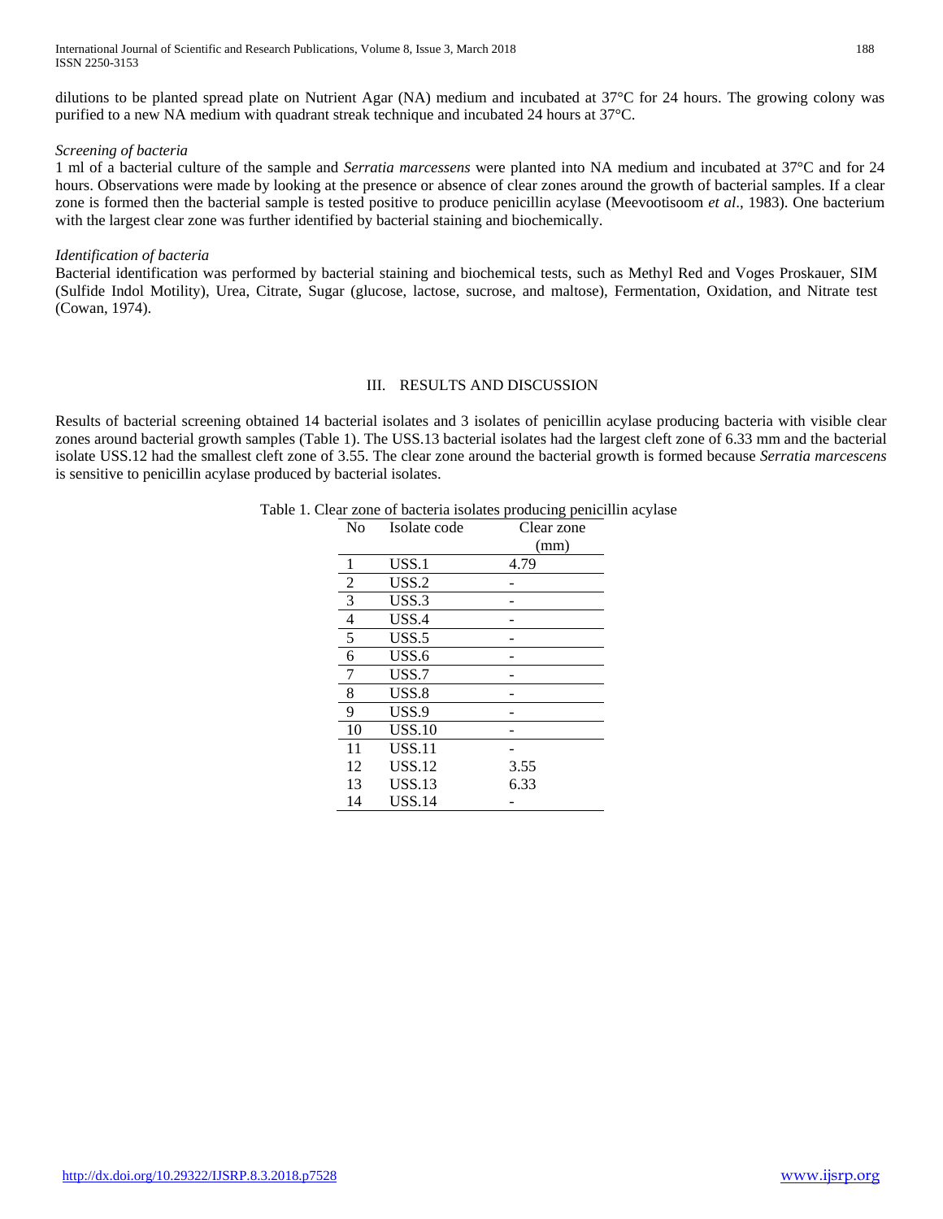dilutions to be planted spread plate on Nutrient Agar (NA) medium and incubated at 37°C for 24 hours. The growing colony was purified to a new NA medium with quadrant streak technique and incubated 24 hours at 37°C.

*Screening of bacteria*

1 ml of a bacterial culture of the sample and *Serratia marcessens* were planted into NA medium and incubated at 37°C and for 24 hours. Observations were made by looking at the presence or absence of clear zones around the growth of bacterial samples. If a clear zone is formed then the bacterial sample is tested positive to produce penicillin acylase (Meevootisoom *et al*., 1983). One bacterium with the largest clear zone was further identified by bacterial staining and biochemically.

*Identification of bacteria*

Bacterial identification was performed by bacterial staining and biochemical tests, such as Methyl Red and Voges Proskauer, SIM (Sulfide Indol Motility), Urea, Citrate, Sugar (glucose, lactose, sucrose, and maltose), Fermentation, Oxidation, and Nitrate test (Cowan, 1974).

## III. RESULTS AND DISCUSSION

Results of bacterial screening obtained 14 bacterial isolates and 3 isolates of penicillin acylase producing bacteria with visible clear zones around bacterial growth samples (Table 1). The USS.13 bacterial isolates had the largest cleft zone of 6.33 mm and the bacterial isolate USS.12 had the smallest cleft zone of 3.55. The clear zone around the bacterial growth is formed because *Serratia marcescens* is sensitive to penicillin acylase produced by bacterial isolates.

Table 1. Clear zone of bacteria isolates producing penicillin acylase

| No | Isolate code | Clear zone (mm) |
|---|---|---|
| 1 | USS.1 | 4.79 |
| 2 | USS.2 | - |
| 3 | USS.3 | - |
| 4 | USS.4 | - |
| 5 | USS.5 | - |
| 6 | USS.6 | - |
| 7 | USS.7 | - |
| 8 | USS.8 | - |
| 9 | USS.9 | - |
| 10 | USS.10 | - |
| 11 | USS.11 | - |
| 12 | USS.12 | 3.55 |
| 13 | USS.13 | 6.33 |
| 14 | USS.14 | - |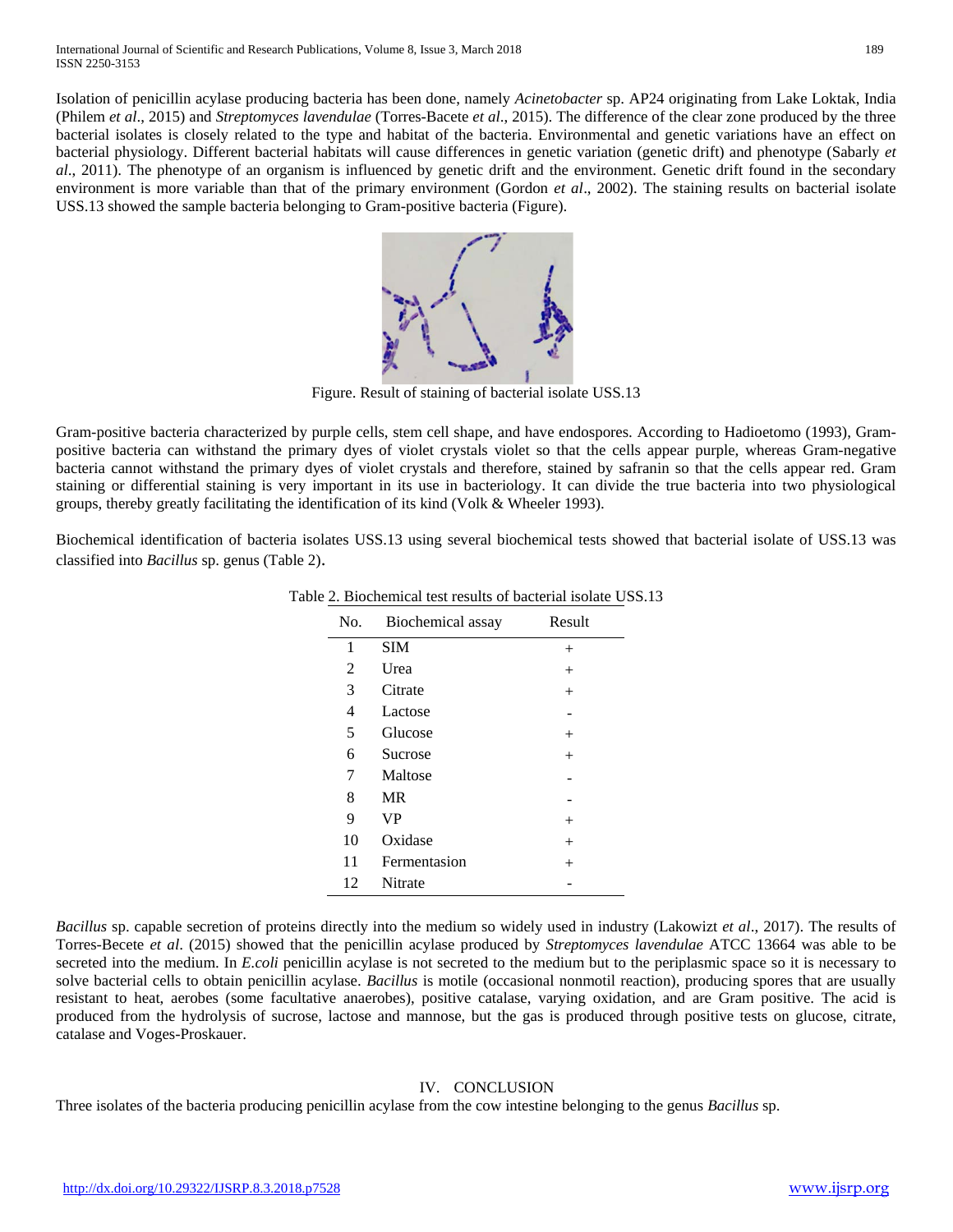Isolation of penicillin acylase producing bacteria has been done, namely *Acinetobacter* sp. AP24 originating from Lake Loktak, India (Philem *et al*., 2015) and *Streptomyces lavendulae* (Torres-Bacete *et al*., 2015). The difference of the clear zone produced by the three bacterial isolates is closely related to the type and habitat of the bacteria. Environmental and genetic variations have an effect on bacterial physiology. Different bacterial habitats will cause differences in genetic variation (genetic drift) and phenotype (Sabarly *et al*., 2011). The phenotype of an organism is influenced by genetic drift and the environment. Genetic drift found in the secondary environment is more variable than that of the primary environment (Gordon *et al*., 2002). The staining results on bacterial isolate USS.13 showed the sample bacteria belonging to Gram-positive bacteria (Figure).

Figure. Result of staining of bacterial isolate USS.13

Gram-positive bacteria characterized by purple cells, stem cell shape, and have endospores. According to Hadioetomo (1993), Gram-positive bacteria can withstand the primary dyes of violet crystals violet so that the cells appear purple, whereas Gram-negative bacteria cannot withstand the primary dyes of violet crystals and therefore, stained by safranin so that the cells appear red. Gram staining or differential staining is very important in its use in bacteriology. It can divide the true bacteria into two physiological groups, thereby greatly facilitating the identification of its kind (Volk & Wheeler 1993).

Biochemical identification of bacteria isolates USS.13 using several biochemical tests showed that bacterial isolate of USS.13 was classified into *Bacillus* sp. genus (Table 2).

Table 2. Biochemical test results of bacterial isolate USS.13

| No. | Biochemical assay | Result |
|---|---|---|
| 1 | SIM | + |
| 2 | Urea | + |
| 3 | Citrate | + |
| 4 | Lactose | - |
| 5 | Glucose | + |
| 6 | Sucrose | + |
| 7 | Maltose | - |
| 8 | MR | - |
| 9 | VP | + |
| 10 | Oxidase | + |
| 11 | Fermentasion | + |
| 12 | Nitrate | - |

*Bacillus* sp. capable secretion of proteins directly into the medium so widely used in industry (Lakowizt *et al*., 2017). The results of Torres-Becete *et al*. (2015) showed that the penicillin acylase produced by *Streptomyces lavendulae* ATCC 13664 was able to be secreted into the medium. In *E.coli* penicillin acylase is not secreted to the medium but to the periplasmic space so it is necessary to solve bacterial cells to obtain penicillin acylase. *Bacillus* is motile (occasional nonmotil reaction), producing spores that are usually resistant to heat, aerobes (some facultative anaerobes), positive catalase, varying oxidation, and are Gram positive. The acid is produced from the hydrolysis of sucrose, lactose and mannose, but the gas is produced through positive tests on glucose, citrate, catalase and Voges-Proskauer.

## IV. CONCLUSION

Three isolates of the bacteria producing penicillin acylase from the cow intestine belonging to the genus *Bacillus* sp.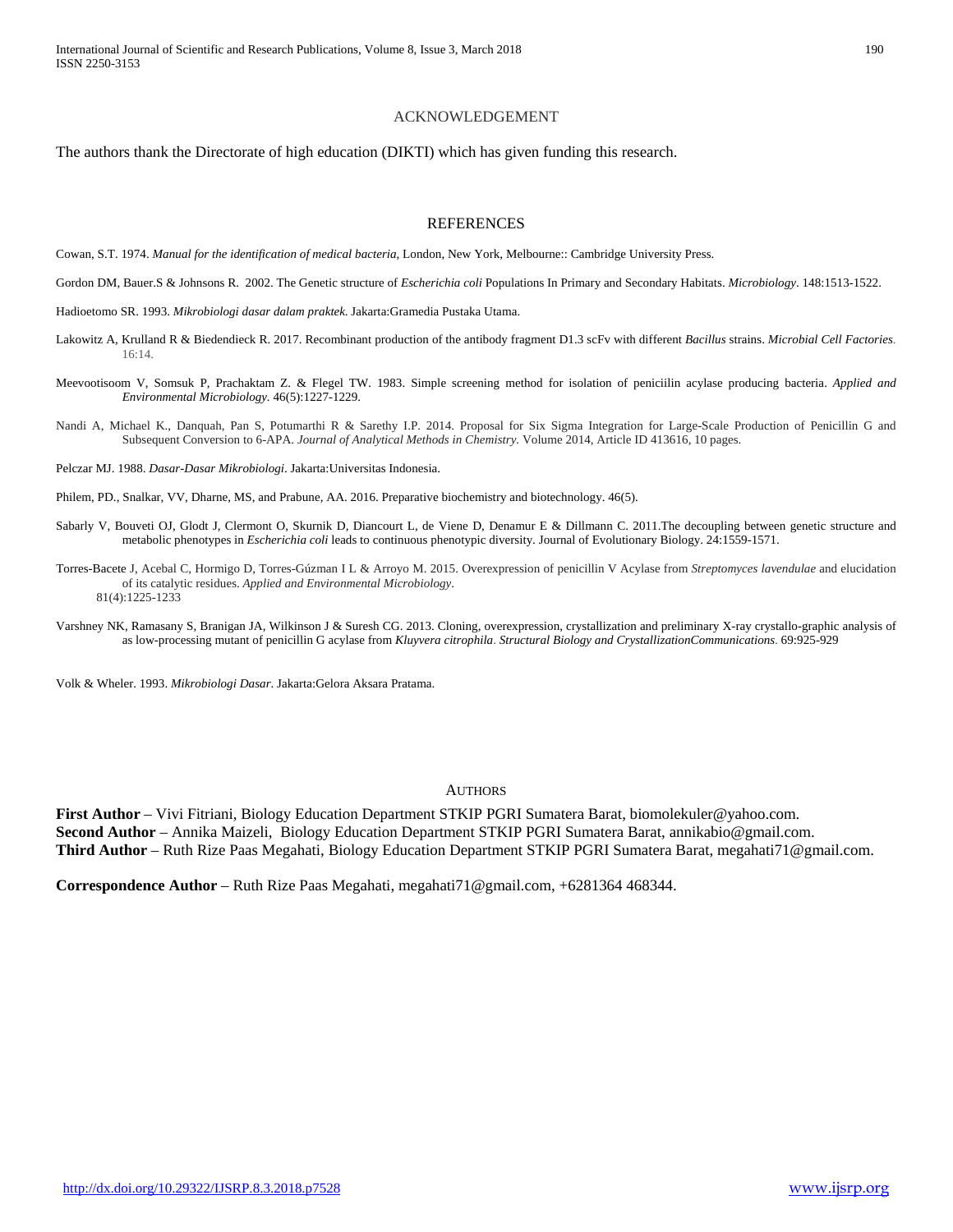## ACKNOWLEDGEMENT

The authors thank the Directorate of high education (DIKTI) which has given funding this research.

## REFERENCES

Cowan, S.T. 1974. *Manual for the identification of medical bacteria*, London, New York, Melbourne:: Cambridge University Press.

Gordon DM, Bauer.S & Johnsons R. 2002. The Genetic structure of *Escherichia coli* Populations In Primary and Secondary Habitats. *Microbiology*. 148:1513-1522.

Hadioetomo SR. 1993. *Mikrobiologi dasar dalam praktek*. Jakarta:Gramedia Pustaka Utama.

Lakowitz A, Krulland R & Biedendieck R. 2017. Recombinant production of the antibody fragment D1.3 scFv with different *Bacillus* strains. *Microbial Cell Factories*. 16:14.

Meevootisoom V, Somsuk P, Prachaktam Z. & Flegel TW. 1983. Simple screening method for isolation of peniciilin acylase producing bacteria. *Applied and Environmental Microbiology*. 46(5):1227-1229.

Nandi A, Michael K., Danquah, Pan S, Potumarthi R & Sarethy I.P. 2014. Proposal for Six Sigma Integration for Large-Scale Production of Penicillin G and Subsequent Conversion to 6-APA. *Journal of Analytical Methods in Chemistry*. Volume 2014, Article ID 413616, 10 pages.

Pelczar MJ. 1988. *Dasar-Dasar Mikrobiologi*. Jakarta:Universitas Indonesia.

Philem, PD., Snalkar, VV, Dharne, MS, and Prabune, AA. 2016. Preparative biochemistry and biotechnology. 46(5).

Sabarly V, Bouveti OJ, Glodt J, Clermont O, Skurnik D, Diancourt L, de Viene D, Denamur E & Dillmann C. 2011.The decoupling between genetic structure and metabolic phenotypes in *Escherichia coli* leads to continuous phenotypic diversity. Journal of Evolutionary Biology. 24:1559-1571.

Torres-Bacete J, Acebal C, Hormigo D, Torres-Gúzman I L & Arroyo M. 2015. Overexpression of penicillin V Acylase from *Streptomyces lavendulae* and elucidation of its catalytic residues. *Applied and Environmental Microbiology*. 81(4):1225-1233

Varshney NK, Ramasany S, Branigan JA, Wilkinson J & Suresh CG. 2013. Cloning, overexpression, crystallization and preliminary X-ray crystallo-graphic analysis of as low-processing mutant of penicillin G acylase from *Kluyvera citrophila*. *Structural Biology and CrystallizationCommunications*. 69:925-929

Volk & Wheler. 1993. *Mikrobiologi Dasar*. Jakarta:Gelora Aksara Pratama.

## AUTHORS

**First Author** – Vivi Fitriani, Biology Education Department STKIP PGRI Sumatera Barat, biomolekuler@yahoo.com.
**Second Author** – Annika Maizeli, Biology Education Department STKIP PGRI Sumatera Barat, annikabio@gmail.com.
**Third Author** – Ruth Rize Paas Megahati, Biology Education Department STKIP PGRI Sumatera Barat, megahati71@gmail.com.

**Correspondence Author** – Ruth Rize Paas Megahati, megahati71@gmail.com, +6281364 468344.